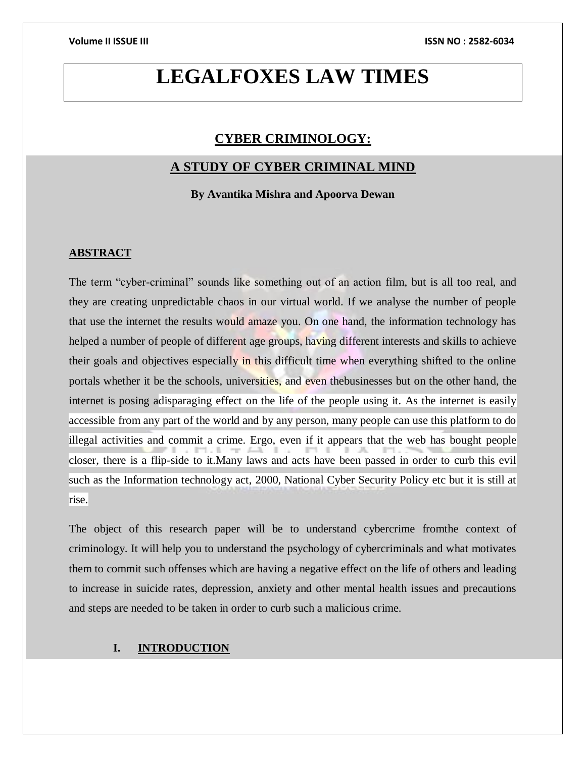# LEGALFOXES LAW TIMES

## CYBER CRIMINOLOGY:

## A STUDY OF CYBER CRIMINAL MIND

**By Avantika Mishra and Apoorva Dewan**

### ABSTRACT

The term "cyber-criminal" sounds like something out of an action film, but is all too real, and they are creating unpredictable chaos in our virtual world. If we analyse the number of people that use the internet the results would amaze you. On one hand, the information technology has helped a number of people of different age groups, having different interests and skills to achieve their goals and objectives especially in this difficult time when everything shifted to the online portals whether it be the schools, universities, and even thebusinesses but on the other hand, the internet is posing adisparaging effect on the life of the people using it. As the internet is easily accessible from any part of the world and by any person, many people can use this platform to do illegal activities and commit a crime. Ergo, even if it appears that the web has bought people closer, there is a flip-side to it.Many laws and acts have been passed in order to curb this evil such as the Information technology act, 2000, National Cyber Security Policy etc but it is still at rise.

The object of this research paper will be to understand cybercrime fromthe context of criminology. It will help you to understand the psychology of cybercriminals and what motivates them to commit such offenses which are having a negative effect on the life of others and leading to increase in suicide rates, depression, anxiety and other mental health issues and precautions and steps are needed to be taken in order to curb such a malicious crime.

### I. INTRODUCTION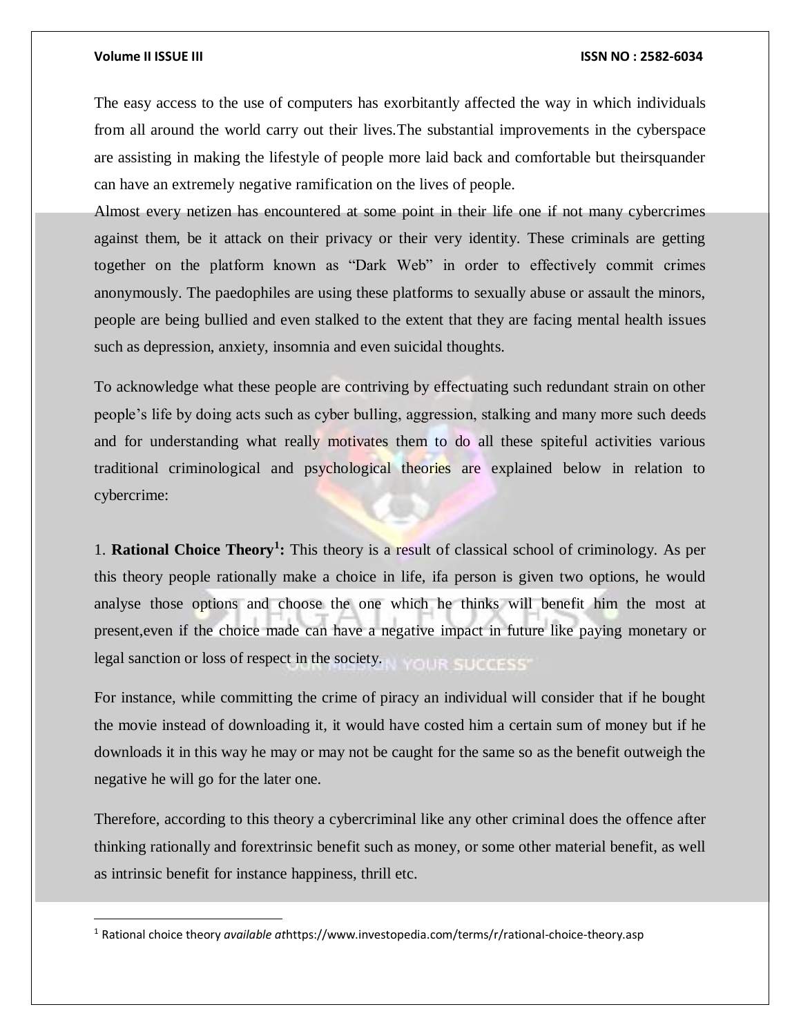The easy access to the use of computers has exorbitantly affected the way in which individuals from all around the world carry out their lives.The substantial improvements in the cyberspace are assisting in making the lifestyle of people more laid back and comfortable but theirsquander can have an extremely negative ramification on the lives of people.

Almost every netizen has encountered at some point in their life one if not many cybercrimes against them, be it attack on their privacy or their very identity. These criminals are getting together on the platform known as "Dark Web" in order to effectively commit crimes anonymously. The paedophiles are using these platforms to sexually abuse or assault the minors, people are being bullied and even stalked to the extent that they are facing mental health issues such as depression, anxiety, insomnia and even suicidal thoughts.

To acknowledge what these people are contriving by effectuating such redundant strain on other people's life by doing acts such as cyber bulling, aggression, stalking and many more such deeds and for understanding what really motivates them to do all these spiteful activities various traditional criminological and psychological theories are explained below in relation to cybercrime:

1. **Rational Choice Theory[1]:** This theory is a result of classical school of criminology. As per this theory people rationally make a choice in life, ifa person is given two options, he would analyse those options and choose the one which he thinks will benefit him the most at present,even if the choice made can have a negative impact in future like paying monetary or legal sanction or loss of respect in the society.

For instance, while committing the crime of piracy an individual will consider that if he bought the movie instead of downloading it, it would have costed him a certain sum of money but if he downloads it in this way he may or may not be caught for the same so as the benefit outweigh the negative he will go for the later one.

Therefore, according to this theory a cybercriminal like any other criminal does the offence after thinking rationally and forextrinsic benefit such as money, or some other material benefit, as well as intrinsic benefit for instance happiness, thrill etc.

---

[1] Rational choice theory *available at*https://www.investopedia.com/terms/r/rational-choice-theory.asp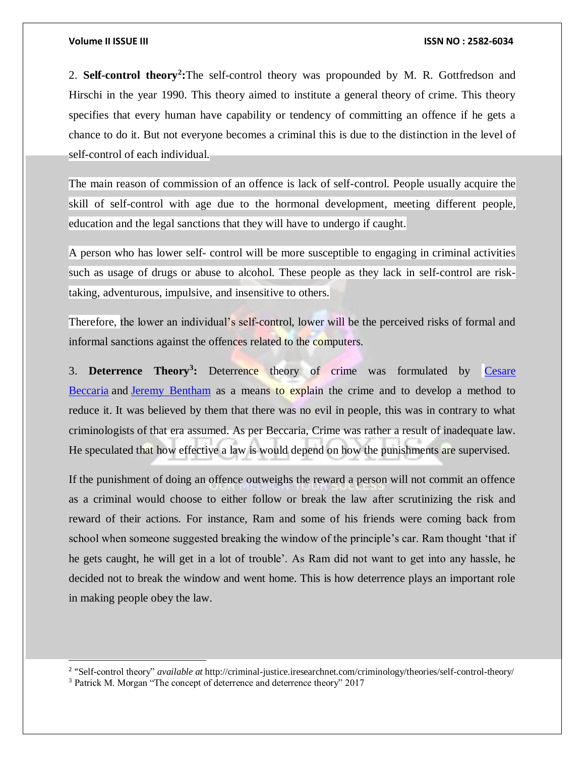2. **Self-control theory**[2]**:**The self-control theory was propounded by M. R. Gottfredson and Hirschi in the year 1990. This theory aimed to institute a general theory of crime. This theory specifies that every human have capability or tendency of committing an offence if he gets a chance to do it. But not everyone becomes a criminal this is due to the distinction in the level of self-control of each individual.

The main reason of commission of an offence is lack of self-control. People usually acquire the skill of self-control with age due to the hormonal development, meeting different people, education and the legal sanctions that they will have to undergo if caught.

A person who has lower self- control will be more susceptible to engaging in criminal activities such as usage of drugs or abuse to alcohol. These people as they lack in self-control are risk-taking, adventurous, impulsive, and insensitive to others.

Therefore, the lower an individual's self-control, lower will be the perceived risks of formal and informal sanctions against the offences related to the computers.

3. **Deterrence Theory**[3]**:** Deterrence theory of crime was formulated by Cesare Beccaria and Jeremy Bentham as a means to explain the crime and to develop a method to reduce it. It was believed by them that there was no evil in people, this was in contrary to what criminologists of that era assumed. As per Beccaria, Crime was rather a result of inadequate law. He speculated that how effective a law is would depend on how the punishments are supervised.

If the punishment of doing an offence outweighs the reward a person will not commit an offence as a criminal would choose to either follow or break the law after scrutinizing the risk and reward of their actions. For instance, Ram and some of his friends were coming back from school when someone suggested breaking the window of the principle's car. Ram thought 'that if he gets caught, he will get in a lot of trouble'. As Ram did not want to get into any hassle, he decided not to break the window and went home. This is how deterrence plays an important role in making people obey the law.

---

[2] "Self-control theory" *available at* http://criminal-justice.iresearchnet.com/criminology/theories/self-control-theory/

[3] Patrick M. Morgan "The concept of deterrence and deterrence theory" 2017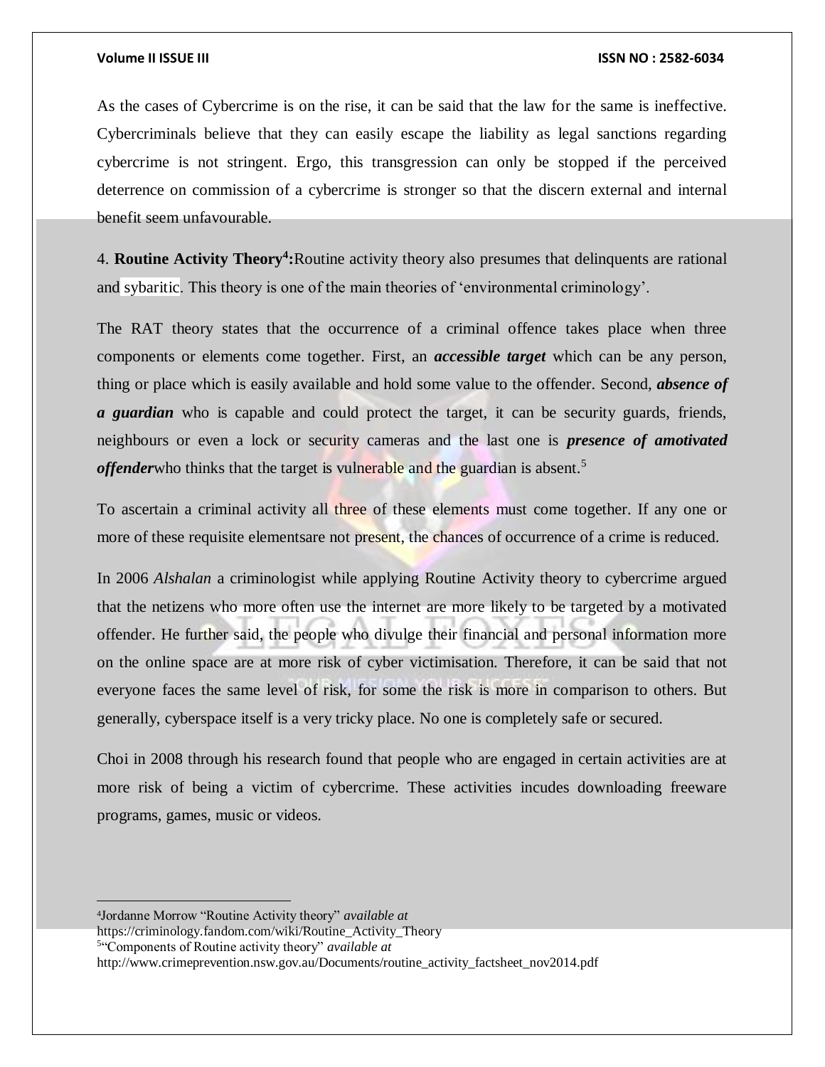As the cases of Cybercrime is on the rise, it can be said that the law for the same is ineffective. Cybercriminals believe that they can easily escape the liability as legal sanctions regarding cybercrime is not stringent. Ergo, this transgression can only be stopped if the perceived deterrence on commission of a cybercrime is stronger so that the discern external and internal benefit seem unfavourable.

4. **Routine Activity Theory[4]:**Routine activity theory also presumes that delinquents are rational and sybaritic. This theory is one of the main theories of 'environmental criminology'.

The RAT theory states that the occurrence of a criminal offence takes place when three components or elements come together. First, an ***accessible target*** which can be any person, thing or place which is easily available and hold some value to the offender. Second, ***absence of a guardian*** who is capable and could protect the target, it can be security guards, friends, neighbours or even a lock or security cameras and the last one is ***presence of amotivated offender***who thinks that the target is vulnerable and the guardian is absent.[5]

To ascertain a criminal activity all three of these elements must come together. If any one or more of these requisite elementsare not present, the chances of occurrence of a crime is reduced.

In 2006 *Alshalan* a criminologist while applying Routine Activity theory to cybercrime argued that the netizens who more often use the internet are more likely to be targeted by a motivated offender. He further said, the people who divulge their financial and personal information more on the online space are at more risk of cyber victimisation. Therefore, it can be said that not everyone faces the same level of risk, for some the risk is more in comparison to others. But generally, cyberspace itself is a very tricky place. No one is completely safe or secured.

Choi in 2008 through his research found that people who are engaged in certain activities are at more risk of being a victim of cybercrime. These activities incudes downloading freeware programs, games, music or videos.

---

[4]Jordanne Morrow "Routine Activity theory" *available at* https://criminology.fandom.com/wiki/Routine_Activity_Theory

[5]"Components of Routine activity theory" *available at* http://www.crimeprevention.nsw.gov.au/Documents/routine_activity_factsheet_nov2014.pdf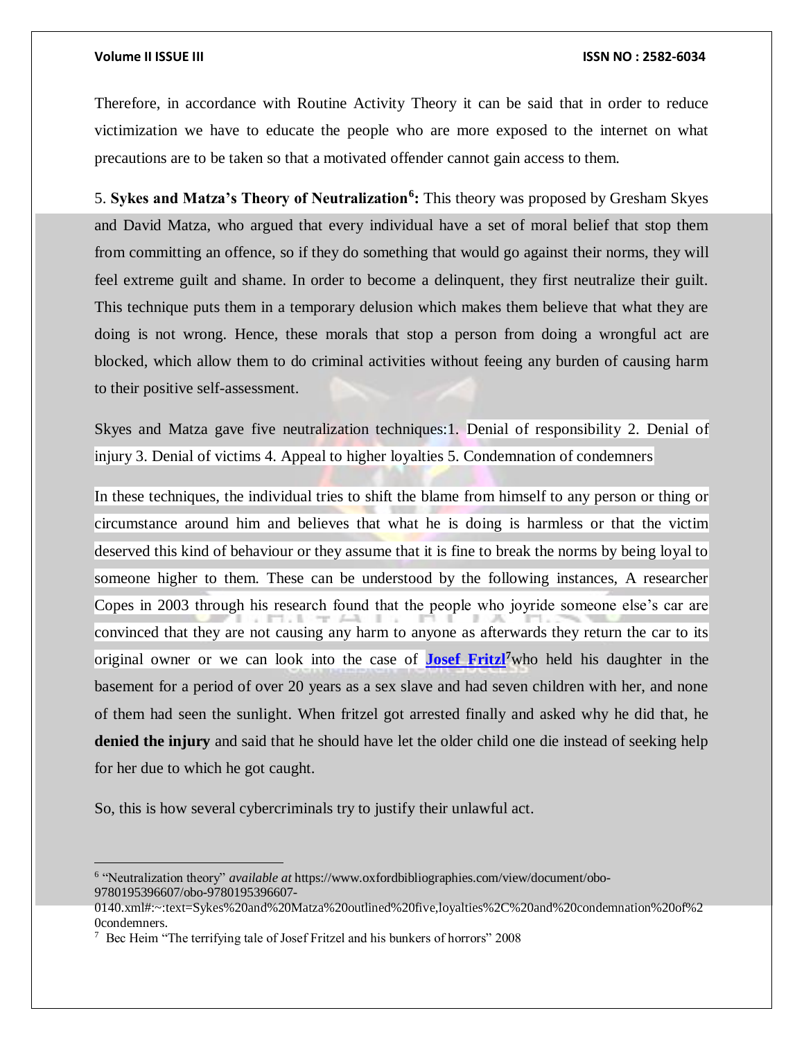Therefore, in accordance with Routine Activity Theory it can be said that in order to reduce victimization we have to educate the people who are more exposed to the internet on what precautions are to be taken so that a motivated offender cannot gain access to them.

5. **Sykes and Matza's Theory of Neutralization**[6]**:** This theory was proposed by Gresham Skyes and David Matza, who argued that every individual have a set of moral belief that stop them from committing an offence, so if they do something that would go against their norms, they will feel extreme guilt and shame. In order to become a delinquent, they first neutralize their guilt. This technique puts them in a temporary delusion which makes them believe that what they are doing is not wrong. Hence, these morals that stop a person from doing a wrongful act are blocked, which allow them to do criminal activities without feeing any burden of causing harm to their positive self-assessment.

Skyes and Matza gave five neutralization techniques:1. Denial of responsibility 2. Denial of injury 3. Denial of victims 4. Appeal to higher loyalties 5. Condemnation of condemners

In these techniques, the individual tries to shift the blame from himself to any person or thing or circumstance around him and believes that what he is doing is harmless or that the victim deserved this kind of behaviour or they assume that it is fine to break the norms by being loyal to someone higher to them. These can be understood by the following instances, A researcher Copes in 2003 through his research found that the people who joyride someone else's car are convinced that they are not causing any harm to anyone as afterwards they return the car to its original owner or we can look into the case of **Josef Fritzl**[7]who held his daughter in the basement for a period of over 20 years as a sex slave and had seven children with her, and none of them had seen the sunlight. When fritzel got arrested finally and asked why he did that, he **denied the injury** and said that he should have let the older child one die instead of seeking help for her due to which he got caught.

So, this is how several cybercriminals try to justify their unlawful act.

---

[6] "Neutralization theory" *available at* https://www.oxfordbibliographies.com/view/document/obo-9780195396607/obo-9780195396607-0140.xml#:~:text=Sykes%20and%20Matza%20outlined%20five,loyalties%2C%20and%20condemnation%20of%20condemners.

[7] Bec Heim "The terrifying tale of Josef Fritzel and his bunkers of horrors" 2008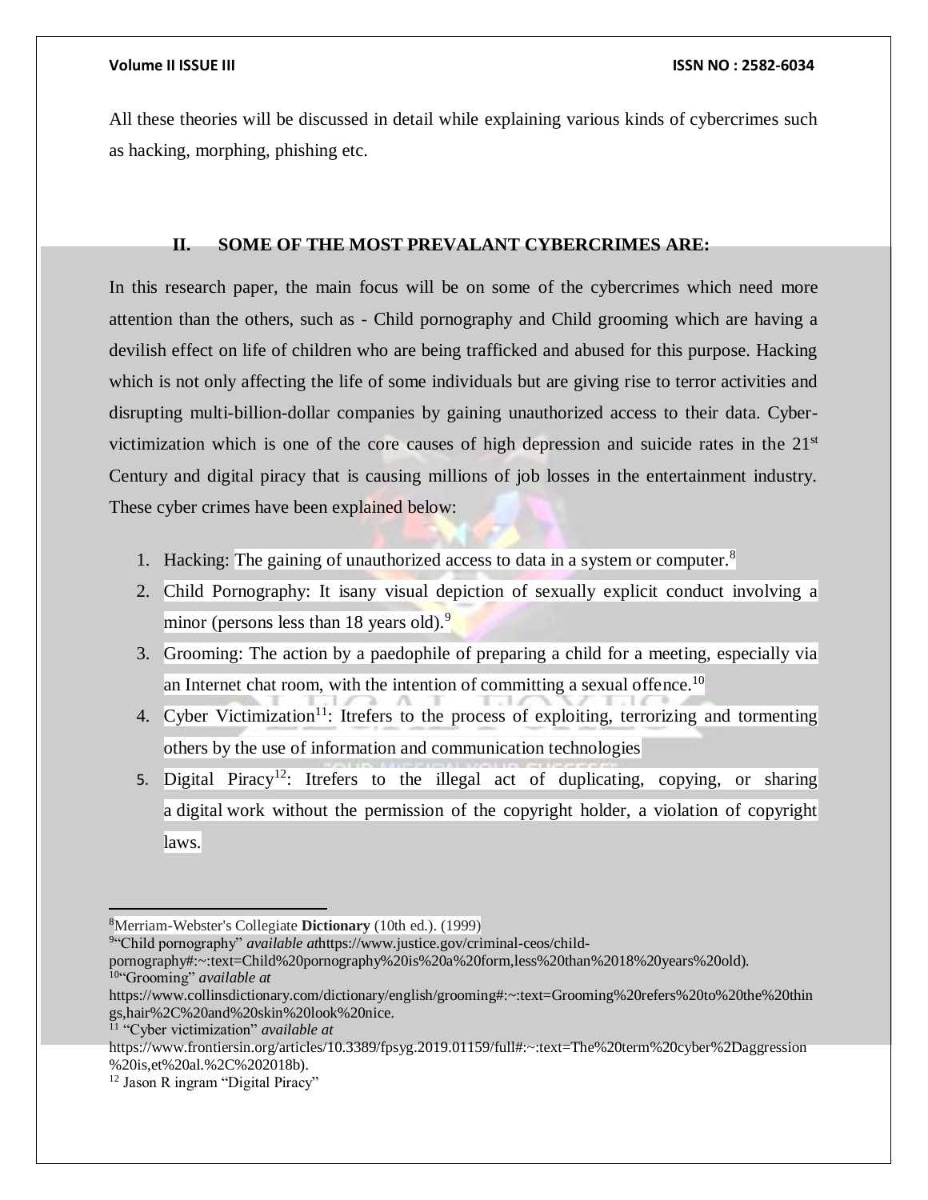All these theories will be discussed in detail while explaining various kinds of cybercrimes such as hacking, morphing, phishing etc.

## II. SOME OF THE MOST PREVALANT CYBERCRIMES ARE:

In this research paper, the main focus will be on some of the cybercrimes which need more attention than the others, such as - Child pornography and Child grooming which are having a devilish effect on life of children who are being trafficked and abused for this purpose. Hacking which is not only affecting the life of some individuals but are giving rise to terror activities and disrupting multi-billion-dollar companies by gaining unauthorized access to their data. Cyber-victimization which is one of the core causes of high depression and suicide rates in the 21st Century and digital piracy that is causing millions of job losses in the entertainment industry. These cyber crimes have been explained below:

1. Hacking: The gaining of unauthorized access to data in a system or computer.[8]
2. Child Pornography: It isany visual depiction of sexually explicit conduct involving a minor (persons less than 18 years old).[9]
3. Grooming: The action by a paedophile of preparing a child for a meeting, especially via an Internet chat room, with the intention of committing a sexual offence.[10]
4. Cyber Victimization[11]: Itrefers to the process of exploiting, terrorizing and tormenting others by the use of information and communication technologies
5. Digital Piracy[12]: Itrefers to the illegal act of duplicating, copying, or sharing a digital work without the permission of the copyright holder, a violation of copyright laws.

---

[8] Merriam-Webster's Collegiate **Dictionary** (10th ed.). (1999)

[9] "Child pornography" *available at*https://www.justice.gov/criminal-ceos/child-pornography#:~:text=Child%20pornography%20is%20a%20form,less%20than%2018%20years%20old).

[10] "Grooming" *available at* https://www.collinsdictionary.com/dictionary/english/grooming#:~:text=Grooming%20refers%20to%20the%20things,hair%2C%20and%20skin%20look%20nice.

[11] "Cyber victimization" *available at* https://www.frontiersin.org/articles/10.3389/fpsyg.2019.01159/full#:~:text=The%20term%20cyber%2Daggression%20is,et%20al.%2C%202018b).

[12] Jason R ingram "Digital Piracy"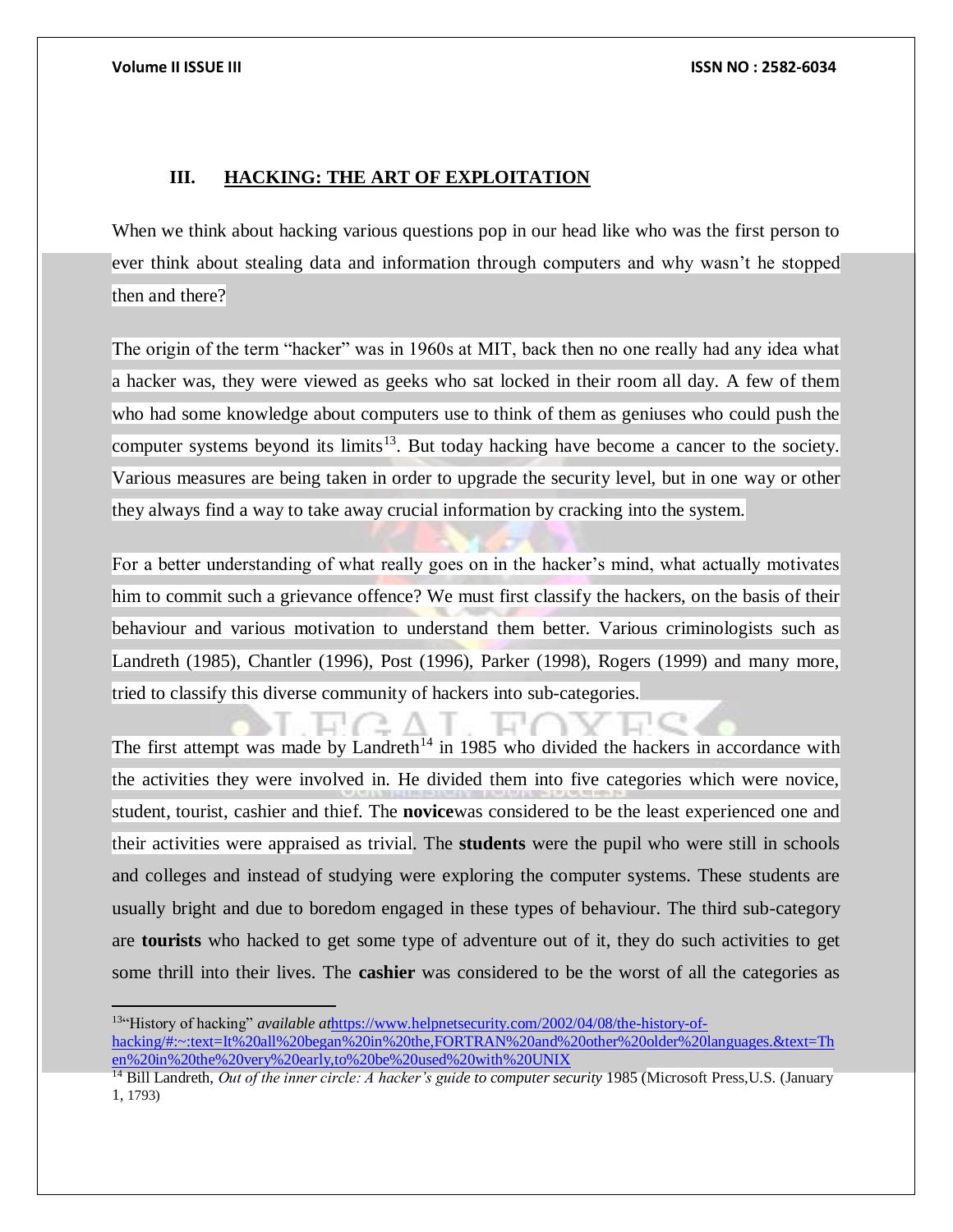## III. HACKING: THE ART OF EXPLOITATION

When we think about hacking various questions pop in our head like who was the first person to ever think about stealing data and information through computers and why wasn't he stopped then and there?

The origin of the term "hacker" was in 1960s at MIT, back then no one really had any idea what a hacker was, they were viewed as geeks who sat locked in their room all day. A few of them who had some knowledge about computers use to think of them as geniuses who could push the computer systems beyond its limits[13]. But today hacking have become a cancer to the society. Various measures are being taken in order to upgrade the security level, but in one way or other they always find a way to take away crucial information by cracking into the system.

For a better understanding of what really goes on in the hacker's mind, what actually motivates him to commit such a grievance offence? We must first classify the hackers, on the basis of their behaviour and various motivation to understand them better. Various criminologists such as Landreth (1985), Chantler (1996), Post (1996), Parker (1998), Rogers (1999) and many more, tried to classify this diverse community of hackers into sub-categories.

The first attempt was made by Landreth[14] in 1985 who divided the hackers in accordance with the activities they were involved in. He divided them into five categories which were novice, student, tourist, cashier and thief. The **novice**was considered to be the least experienced one and their activities were appraised as trivial. The **students** were the pupil who were still in schools and colleges and instead of studying were exploring the computer systems. These students are usually bright and due to boredom engaged in these types of behaviour. The third sub-category are **tourists** who hacked to get some type of adventure out of it, they do such activities to get some thrill into their lives. The **cashier** was considered to be the worst of all the categories as

---

[13]"History of hacking" *available at*https://www.helpnetsecurity.com/2002/04/08/the-history-of-hacking/#:~:text=It%20all%20began%20in%20the,FORTRAN%20and%20other%20older%20languages.&text=Then%20in%20the%20very%20early,to%20be%20used%20with%20UNIX

[14] Bill Landreth, *Out of the inner circle: A hacker's guide to computer security* 1985 (Microsoft Press,U.S. (January 1, 1793)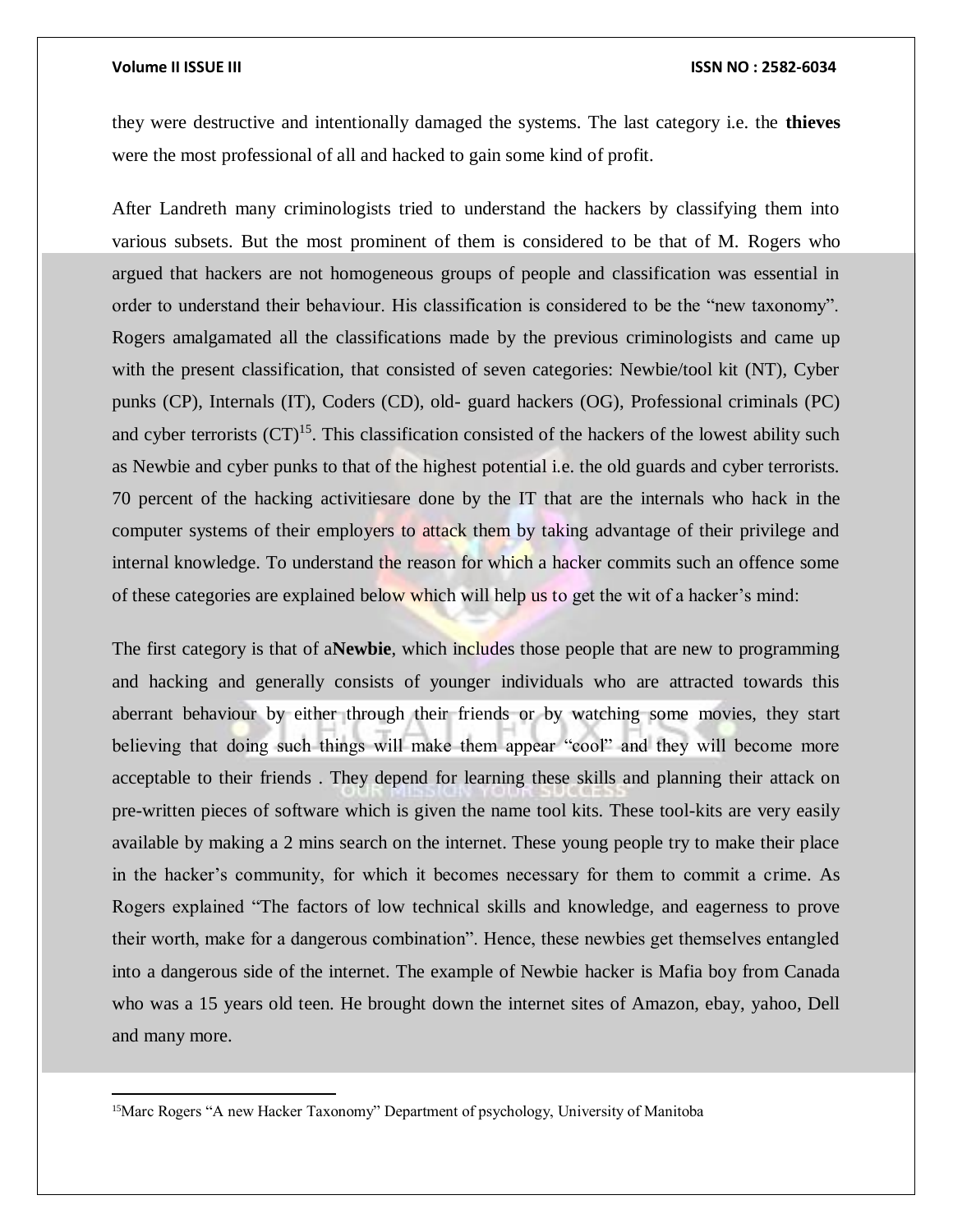they were destructive and intentionally damaged the systems. The last category i.e. the **thieves** were the most professional of all and hacked to gain some kind of profit.

After Landreth many criminologists tried to understand the hackers by classifying them into various subsets. But the most prominent of them is considered to be that of M. Rogers who argued that hackers are not homogeneous groups of people and classification was essential in order to understand their behaviour. His classification is considered to be the "new taxonomy". Rogers amalgamated all the classifications made by the previous criminologists and came up with the present classification, that consisted of seven categories: Newbie/tool kit (NT), Cyber punks (CP), Internals (IT), Coders (CD), old- guard hackers (OG), Professional criminals (PC) and cyber terrorists (CT)[15]. This classification consisted of the hackers of the lowest ability such as Newbie and cyber punks to that of the highest potential i.e. the old guards and cyber terrorists. 70 percent of the hacking activitiesare done by the IT that are the internals who hack in the computer systems of their employers to attack them by taking advantage of their privilege and internal knowledge. To understand the reason for which a hacker commits such an offence some of these categories are explained below which will help us to get the wit of a hacker's mind:

The first category is that of a**Newbie**, which includes those people that are new to programming and hacking and generally consists of younger individuals who are attracted towards this aberrant behaviour by either through their friends or by watching some movies, they start believing that doing such things will make them appear "cool" and they will become more acceptable to their friends . They depend for learning these skills and planning their attack on pre-written pieces of software which is given the name tool kits. These tool-kits are very easily available by making a 2 mins search on the internet. These young people try to make their place in the hacker's community, for which it becomes necessary for them to commit a crime. As Rogers explained "The factors of low technical skills and knowledge, and eagerness to prove their worth, make for a dangerous combination". Hence, these newbies get themselves entangled into a dangerous side of the internet. The example of Newbie hacker is Mafia boy from Canada who was a 15 years old teen. He brought down the internet sites of Amazon, ebay, yahoo, Dell and many more.

---

[15]Marc Rogers "A new Hacker Taxonomy" Department of psychology, University of Manitoba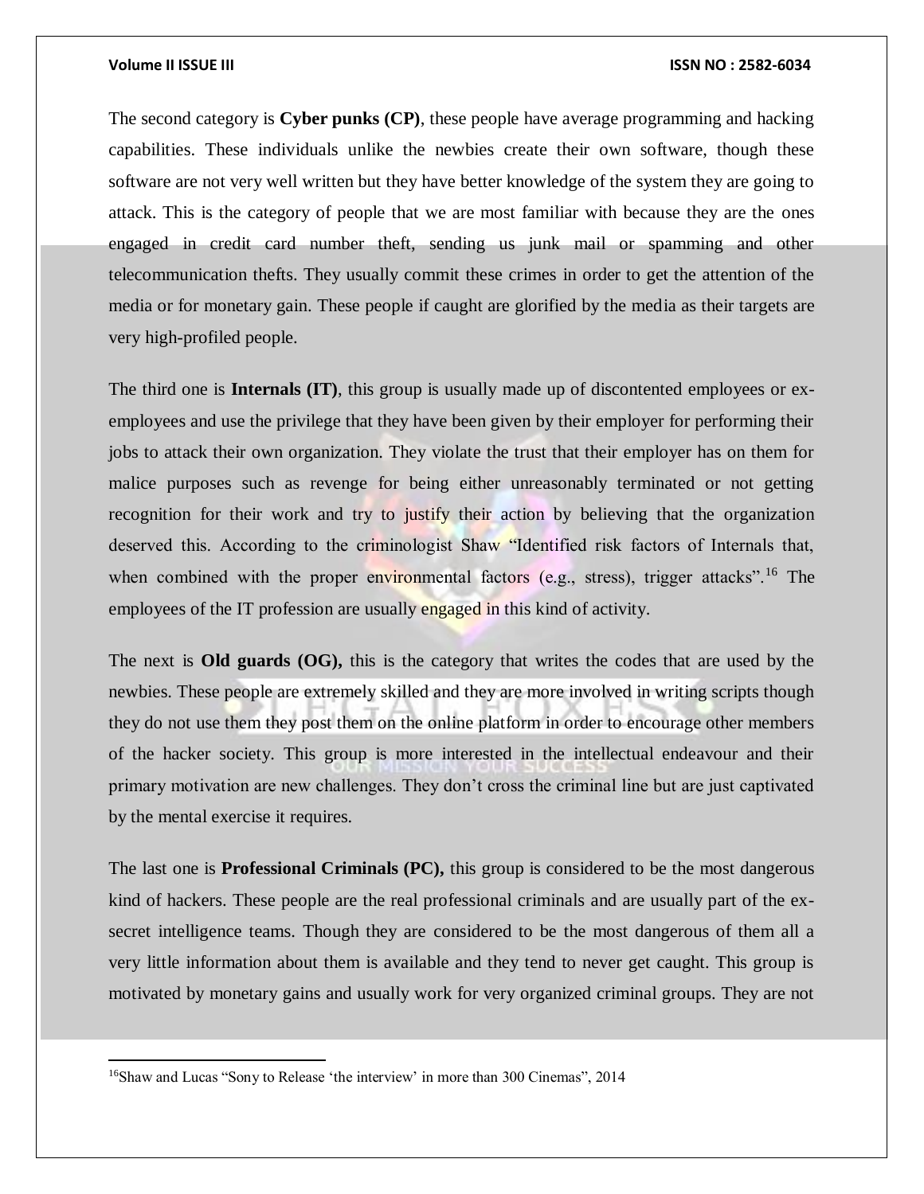The second category is **Cyber punks (CP)**, these people have average programming and hacking capabilities. These individuals unlike the newbies create their own software, though these software are not very well written but they have better knowledge of the system they are going to attack. This is the category of people that we are most familiar with because they are the ones engaged in credit card number theft, sending us junk mail or spamming and other telecommunication thefts. They usually commit these crimes in order to get the attention of the media or for monetary gain. These people if caught are glorified by the media as their targets are very high-profiled people.

The third one is **Internals (IT)**, this group is usually made up of discontented employees or ex-employees and use the privilege that they have been given by their employer for performing their jobs to attack their own organization. They violate the trust that their employer has on them for malice purposes such as revenge for being either unreasonably terminated or not getting recognition for their work and try to justify their action by believing that the organization deserved this. According to the criminologist Shaw "Identified risk factors of Internals that, when combined with the proper environmental factors (e.g., stress), trigger attacks".[16] The employees of the IT profession are usually engaged in this kind of activity.

The next is **Old guards (OG),** this is the category that writes the codes that are used by the newbies. These people are extremely skilled and they are more involved in writing scripts though they do not use them they post them on the online platform in order to encourage other members of the hacker society. This group is more interested in the intellectual endeavour and their primary motivation are new challenges. They don't cross the criminal line but are just captivated by the mental exercise it requires.

The last one is **Professional Criminals (PC),** this group is considered to be the most dangerous kind of hackers. These people are the real professional criminals and are usually part of the ex-secret intelligence teams. Though they are considered to be the most dangerous of them all a very little information about them is available and they tend to never get caught. This group is motivated by monetary gains and usually work for very organized criminal groups. They are not

---

[16] Shaw and Lucas "Sony to Release 'the interview' in more than 300 Cinemas", 2014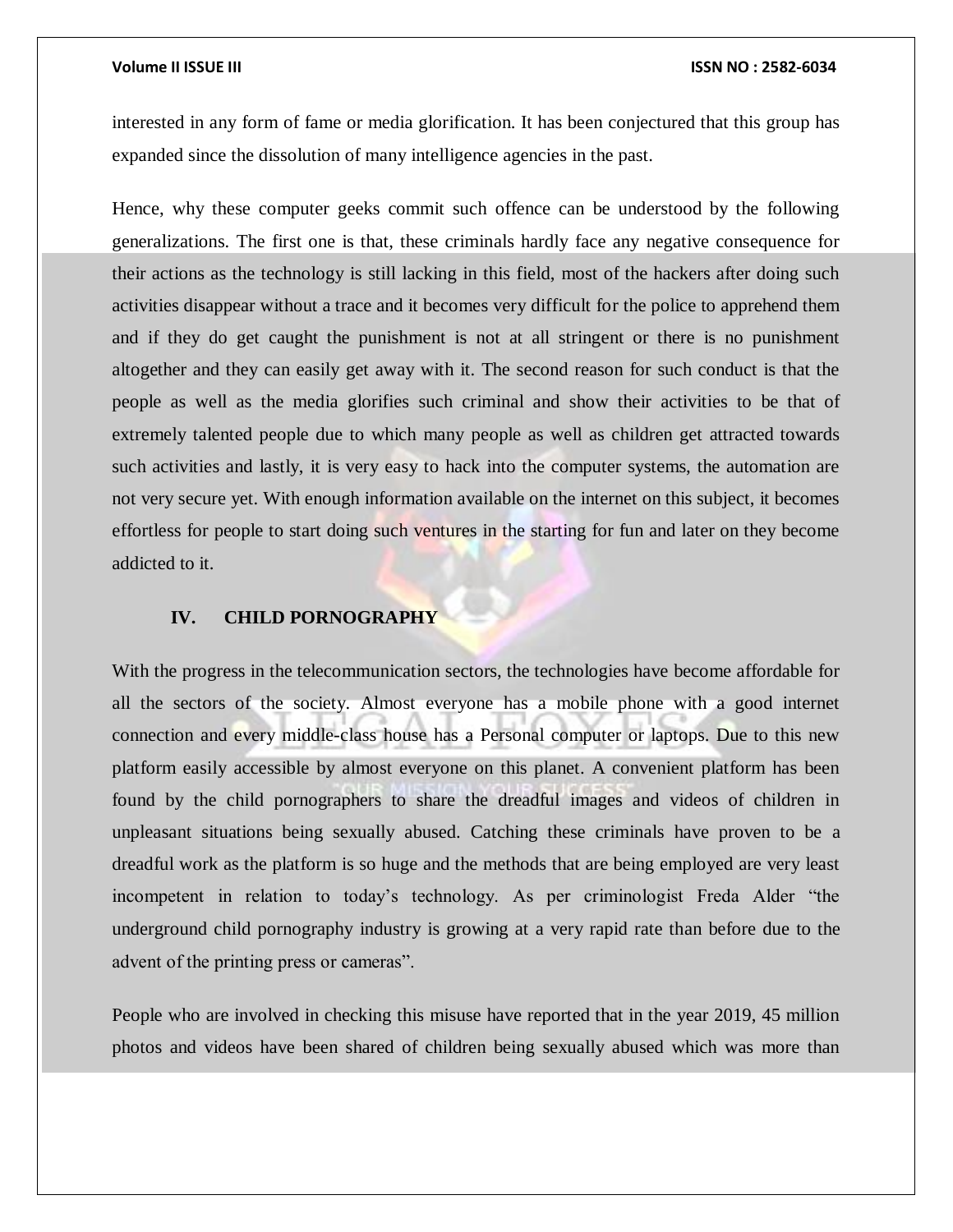interested in any form of fame or media glorification. It has been conjectured that this group has expanded since the dissolution of many intelligence agencies in the past.

Hence, why these computer geeks commit such offence can be understood by the following generalizations. The first one is that, these criminals hardly face any negative consequence for their actions as the technology is still lacking in this field, most of the hackers after doing such activities disappear without a trace and it becomes very difficult for the police to apprehend them and if they do get caught the punishment is not at all stringent or there is no punishment altogether and they can easily get away with it. The second reason for such conduct is that the people as well as the media glorifies such criminal and show their activities to be that of extremely talented people due to which many people as well as children get attracted towards such activities and lastly, it is very easy to hack into the computer systems, the automation are not very secure yet. With enough information available on the internet on this subject, it becomes effortless for people to start doing such ventures in the starting for fun and later on they become addicted to it.

## IV. CHILD PORNOGRAPHY

With the progress in the telecommunication sectors, the technologies have become affordable for all the sectors of the society. Almost everyone has a mobile phone with a good internet connection and every middle-class house has a Personal computer or laptops. Due to this new platform easily accessible by almost everyone on this planet. A convenient platform has been found by the child pornographers to share the dreadful images and videos of children in unpleasant situations being sexually abused. Catching these criminals have proven to be a dreadful work as the platform is so huge and the methods that are being employed are very least incompetent in relation to today's technology. As per criminologist Freda Alder "the underground child pornography industry is growing at a very rapid rate than before due to the advent of the printing press or cameras".

People who are involved in checking this misuse have reported that in the year 2019, 45 million photos and videos have been shared of children being sexually abused which was more than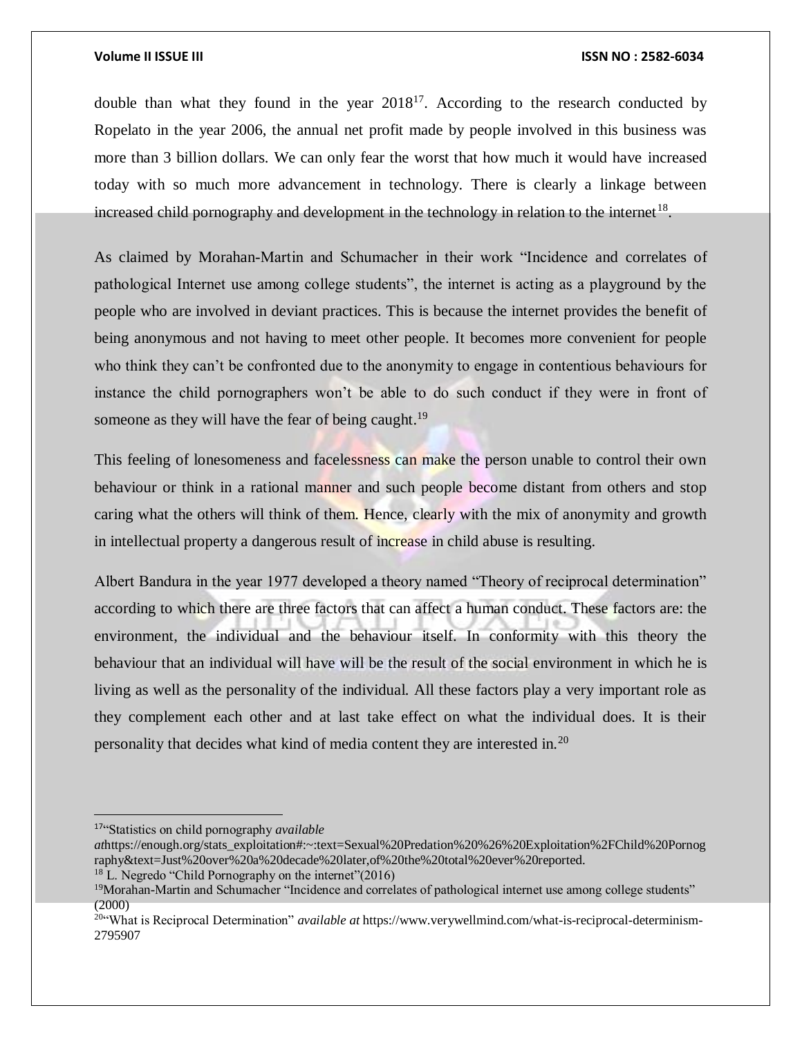double than what they found in the year 2018[17]. According to the research conducted by Ropelato in the year 2006, the annual net profit made by people involved in this business was more than 3 billion dollars. We can only fear the worst that how much it would have increased today with so much more advancement in technology. There is clearly a linkage between increased child pornography and development in the technology in relation to the internet[18].

As claimed by Morahan-Martin and Schumacher in their work "Incidence and correlates of pathological Internet use among college students", the internet is acting as a playground by the people who are involved in deviant practices. This is because the internet provides the benefit of being anonymous and not having to meet other people. It becomes more convenient for people who think they can't be confronted due to the anonymity to engage in contentious behaviours for instance the child pornographers won't be able to do such conduct if they were in front of someone as they will have the fear of being caught.[19]

This feeling of lonesomeness and facelessness can make the person unable to control their own behaviour or think in a rational manner and such people become distant from others and stop caring what the others will think of them. Hence, clearly with the mix of anonymity and growth in intellectual property a dangerous result of increase in child abuse is resulting.

Albert Bandura in the year 1977 developed a theory named "Theory of reciprocal determination" according to which there are three factors that can affect a human conduct. These factors are: the environment, the individual and the behaviour itself. In conformity with this theory the behaviour that an individual will have will be the result of the social environment in which he is living as well as the personality of the individual. All these factors play a very important role as they complement each other and at last take effect on what the individual does. It is their personality that decides what kind of media content they are interested in.[20]

---

[17] "Statistics on child pornography *available at*https://enough.org/stats_exploitation#:~:text=Sexual%20Predation%20%26%20Exploitation%2FChild%20Pornography&text=Just%20over%20a%20decade%20later,of%20the%20total%20ever%20reported.

[18] L. Negredo "Child Pornography on the internet"(2016)

[19] Morahan-Martin and Schumacher "Incidence and correlates of pathological internet use among college students" (2000)

[20] "What is Reciprocal Determination" *available at* https://www.verywellmind.com/what-is-reciprocal-determinism-2795907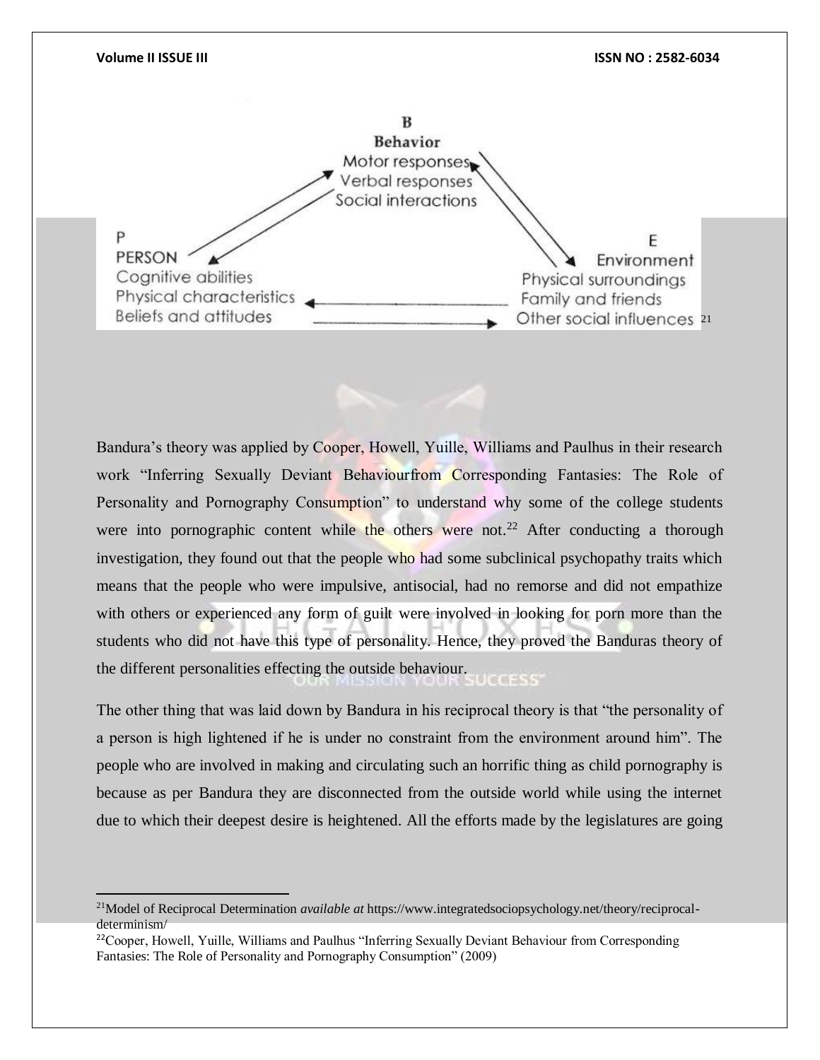B
**Behavior**
Motor responses
Verbal responses
Social interactions

P
PERSON
Cognitive abilities
Physical characteristics
Beliefs and attitudes

E
Environment
Physical surroundings
Family and friends
Other social influences [21]

Bandura's theory was applied by Cooper, Howell, Yuille, Williams and Paulhus in their research work "Inferring Sexually Deviant Behaviourfrom Corresponding Fantasies: The Role of Personality and Pornography Consumption" to understand why some of the college students were into pornographic content while the others were not.[22] After conducting a thorough investigation, they found out that the people who had some subclinical psychopathy traits which means that the people who were impulsive, antisocial, had no remorse and did not empathize with others or experienced any form of guilt were involved in looking for porn more than the students who did not have this type of personality. Hence, they proved the Banduras theory of the different personalities effecting the outside behaviour.

The other thing that was laid down by Bandura in his reciprocal theory is that "the personality of a person is high lightened if he is under no constraint from the environment around him". The people who are involved in making and circulating such an horrific thing as child pornography is because as per Bandura they are disconnected from the outside world while using the internet due to which their deepest desire is heightened. All the efforts made by the legislatures are going

---

[21]Model of Reciprocal Determination *available at* https://www.integratedsociopsychology.net/theory/reciprocal-determinism/

[22]Cooper, Howell, Yuille, Williams and Paulhus "Inferring Sexually Deviant Behaviour from Corresponding Fantasies: The Role of Personality and Pornography Consumption" (2009)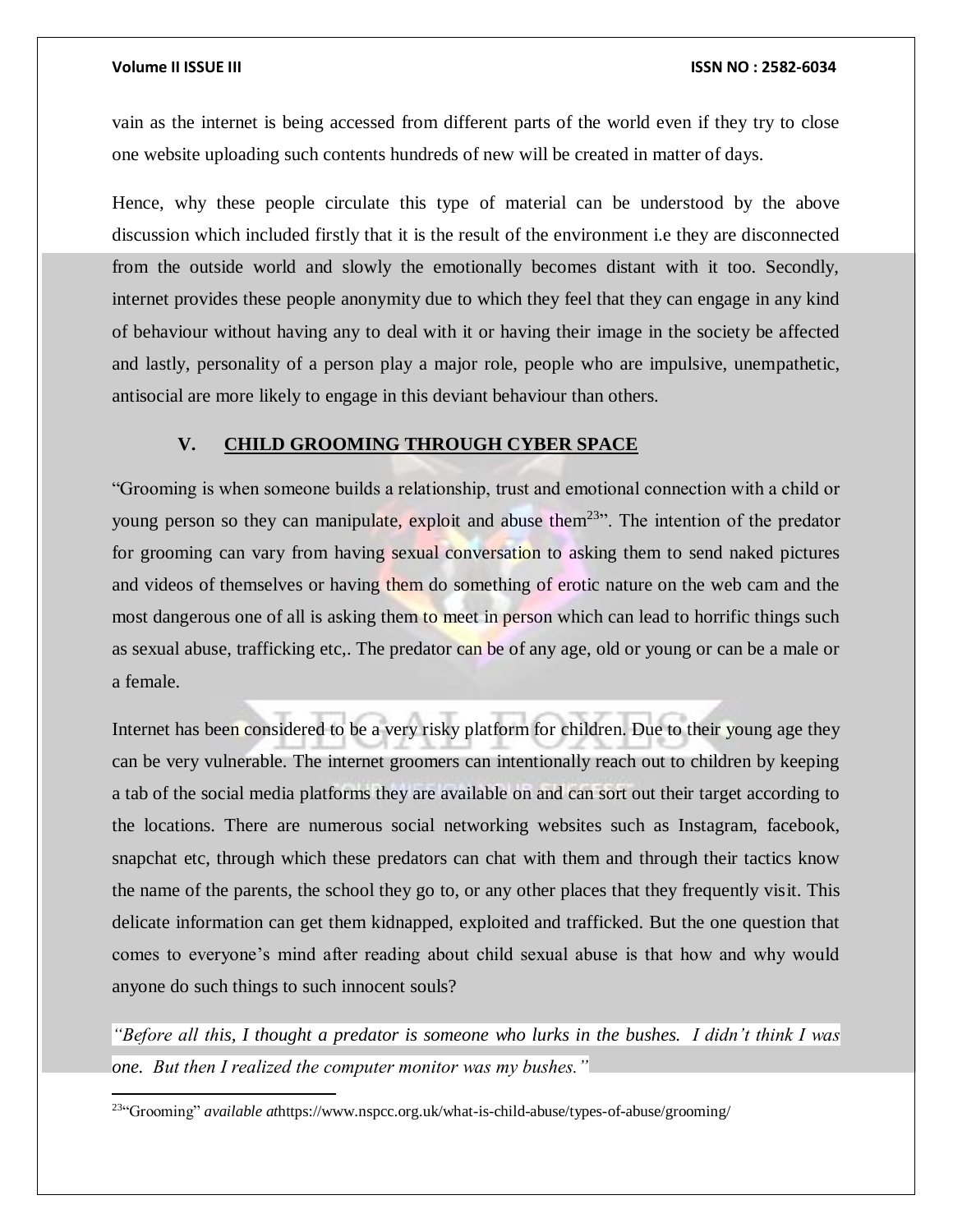vain as the internet is being accessed from different parts of the world even if they try to close one website uploading such contents hundreds of new will be created in matter of days.

Hence, why these people circulate this type of material can be understood by the above discussion which included firstly that it is the result of the environment i.e they are disconnected from the outside world and slowly the emotionally becomes distant with it too. Secondly, internet provides these people anonymity due to which they feel that they can engage in any kind of behaviour without having any to deal with it or having their image in the society be affected and lastly, personality of a person play a major role, people who are impulsive, unempathetic, antisocial are more likely to engage in this deviant behaviour than others.

## V. CHILD GROOMING THROUGH CYBER SPACE

"Grooming is when someone builds a relationship, trust and emotional connection with a child or young person so they can manipulate, exploit and abuse them[23]". The intention of the predator for grooming can vary from having sexual conversation to asking them to send naked pictures and videos of themselves or having them do something of erotic nature on the web cam and the most dangerous one of all is asking them to meet in person which can lead to horrific things such as sexual abuse, trafficking etc,. The predator can be of any age, old or young or can be a male or a female.

Internet has been considered to be a very risky platform for children. Due to their young age they can be very vulnerable. The internet groomers can intentionally reach out to children by keeping a tab of the social media platforms they are available on and can sort out their target according to the locations. There are numerous social networking websites such as Instagram, facebook, snapchat etc, through which these predators can chat with them and through their tactics know the name of the parents, the school they go to, or any other places that they frequently visit. This delicate information can get them kidnapped, exploited and trafficked. But the one question that comes to everyone's mind after reading about child sexual abuse is that how and why would anyone do such things to such innocent souls?

*"Before all this, I thought a predator is someone who lurks in the bushes. I didn't think I was one. But then I realized the computer monitor was my bushes."*

---

[23] "Grooming" *available at*https://www.nspcc.org.uk/what-is-child-abuse/types-of-abuse/grooming/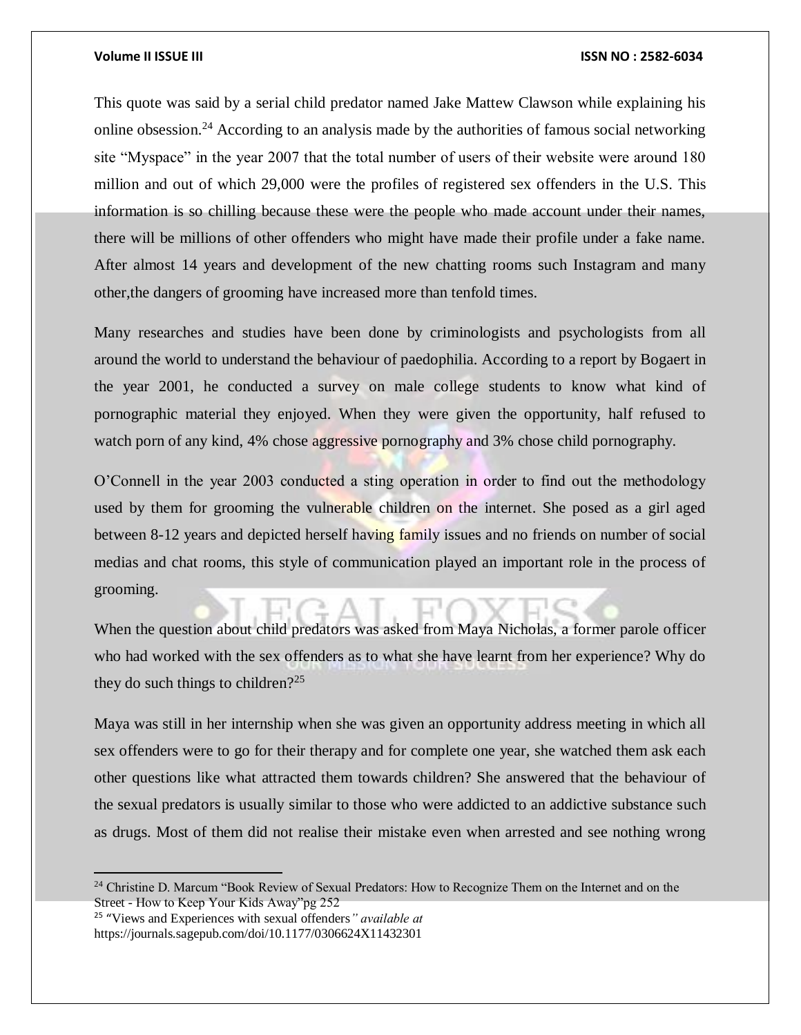This quote was said by a serial child predator named Jake Mattew Clawson while explaining his online obsession.[24] According to an analysis made by the authorities of famous social networking site "Myspace" in the year 2007 that the total number of users of their website were around 180 million and out of which 29,000 were the profiles of registered sex offenders in the U.S. This information is so chilling because these were the people who made account under their names, there will be millions of other offenders who might have made their profile under a fake name. After almost 14 years and development of the new chatting rooms such Instagram and many other,the dangers of grooming have increased more than tenfold times.

Many researches and studies have been done by criminologists and psychologists from all around the world to understand the behaviour of paedophilia. According to a report by Bogaert in the year 2001, he conducted a survey on male college students to know what kind of pornographic material they enjoyed. When they were given the opportunity, half refused to watch porn of any kind, 4% chose aggressive pornography and 3% chose child pornography.

O'Connell in the year 2003 conducted a sting operation in order to find out the methodology used by them for grooming the vulnerable children on the internet. She posed as a girl aged between 8-12 years and depicted herself having family issues and no friends on number of social medias and chat rooms, this style of communication played an important role in the process of grooming.

When the question about child predators was asked from Maya Nicholas, a former parole officer who had worked with the sex offenders as to what she have learnt from her experience? Why do they do such things to children?[25]

Maya was still in her internship when she was given an opportunity address meeting in which all sex offenders were to go for their therapy and for complete one year, she watched them ask each other questions like what attracted them towards children? She answered that the behaviour of the sexual predators is usually similar to those who were addicted to an addictive substance such as drugs. Most of them did not realise their mistake even when arrested and see nothing wrong

---

[24] Christine D. Marcum "Book Review of Sexual Predators: How to Recognize Them on the Internet and on the Street - How to Keep Your Kids Away"pg 252

[25] "Views and Experiences with sexual offenders*" available at*
https://journals.sagepub.com/doi/10.1177/0306624X11432301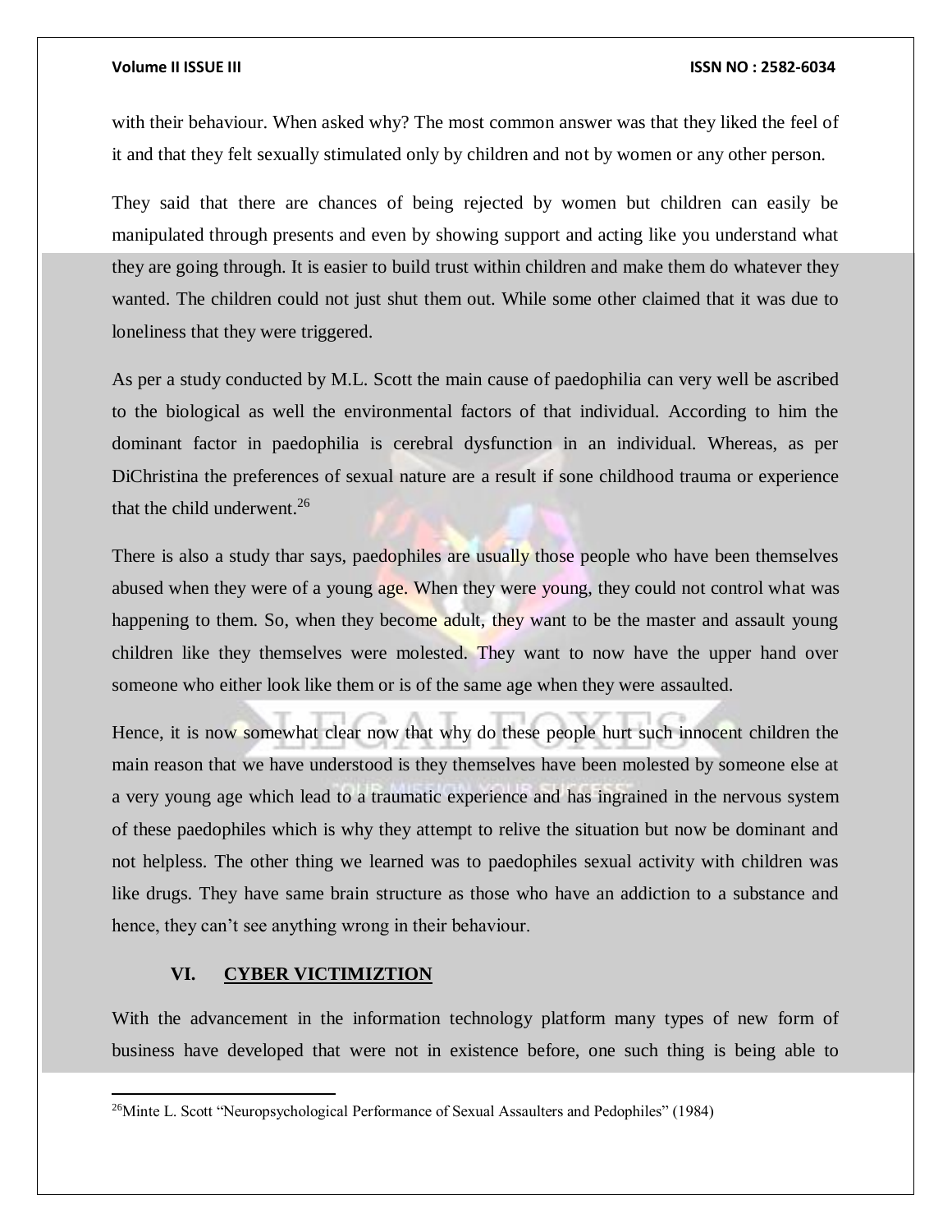with their behaviour. When asked why? The most common answer was that they liked the feel of it and that they felt sexually stimulated only by children and not by women or any other person.

They said that there are chances of being rejected by women but children can easily be manipulated through presents and even by showing support and acting like you understand what they are going through. It is easier to build trust within children and make them do whatever they wanted. The children could not just shut them out. While some other claimed that it was due to loneliness that they were triggered.

As per a study conducted by M.L. Scott the main cause of paedophilia can very well be ascribed to the biological as well the environmental factors of that individual. According to him the dominant factor in paedophilia is cerebral dysfunction in an individual. Whereas, as per DiChristina the preferences of sexual nature are a result if sone childhood trauma or experience that the child underwent.[26]

There is also a study thar says, paedophiles are usually those people who have been themselves abused when they were of a young age. When they were young, they could not control what was happening to them. So, when they become adult, they want to be the master and assault young children like they themselves were molested. They want to now have the upper hand over someone who either look like them or is of the same age when they were assaulted.

Hence, it is now somewhat clear now that why do these people hurt such innocent children the main reason that we have understood is they themselves have been molested by someone else at a very young age which lead to a traumatic experience and has ingrained in the nervous system of these paedophiles which is why they attempt to relive the situation but now be dominant and not helpless. The other thing we learned was to paedophiles sexual activity with children was like drugs. They have same brain structure as those who have an addiction to a substance and hence, they can't see anything wrong in their behaviour.

## VI. CYBER VICTIMIZTION

With the advancement in the information technology platform many types of new form of business have developed that were not in existence before, one such thing is being able to

---

[26] Minte L. Scott "Neuropsychological Performance of Sexual Assaulters and Pedophiles" (1984)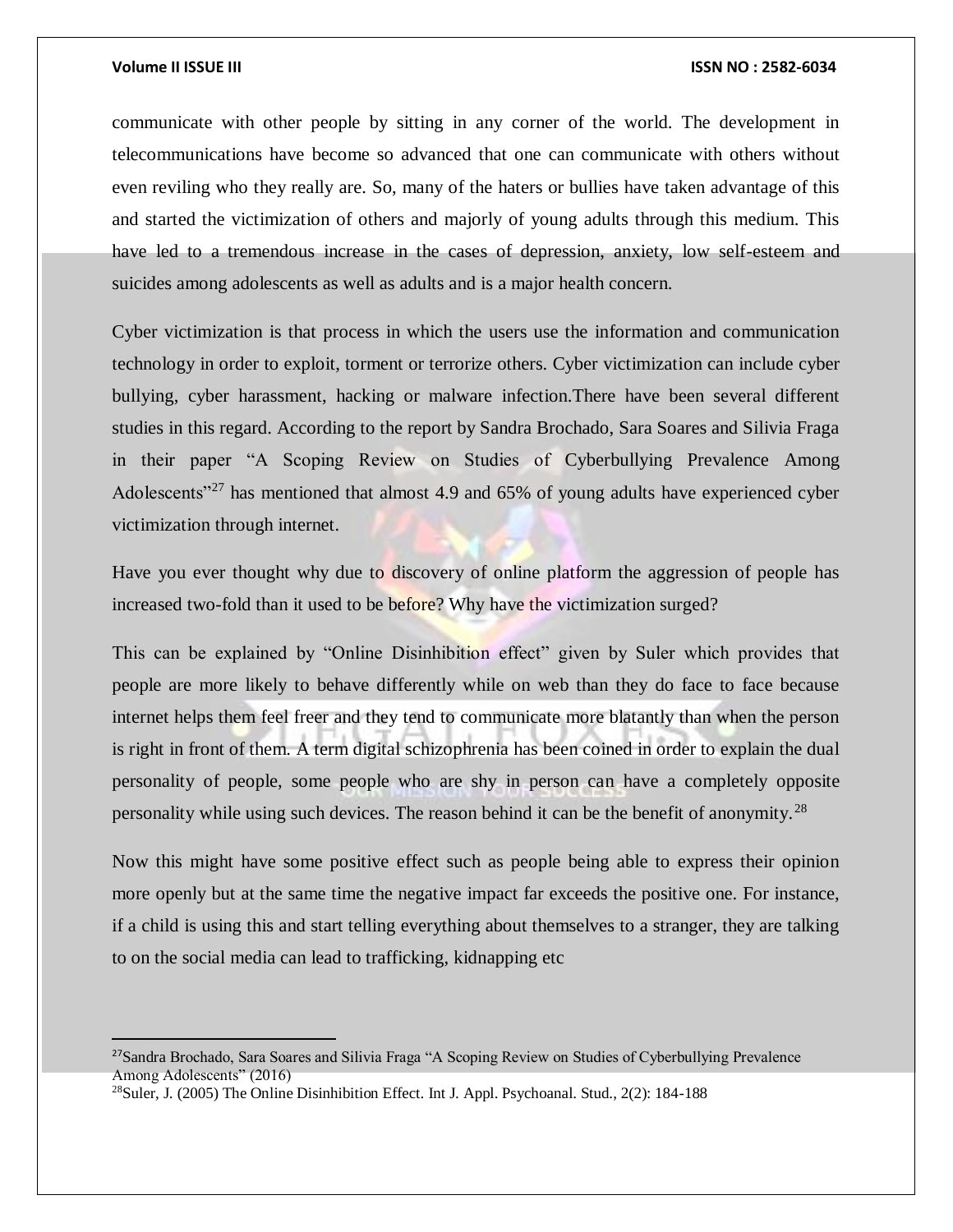communicate with other people by sitting in any corner of the world. The development in telecommunications have become so advanced that one can communicate with others without even reviling who they really are. So, many of the haters or bullies have taken advantage of this and started the victimization of others and majorly of young adults through this medium. This have led to a tremendous increase in the cases of depression, anxiety, low self-esteem and suicides among adolescents as well as adults and is a major health concern.

Cyber victimization is that process in which the users use the information and communication technology in order to exploit, torment or terrorize others. Cyber victimization can include cyber bullying, cyber harassment, hacking or malware infection.There have been several different studies in this regard. According to the report by Sandra Brochado, Sara Soares and Silivia Fraga in their paper "A Scoping Review on Studies of Cyberbullying Prevalence Among Adolescents"[27] has mentioned that almost 4.9 and 65% of young adults have experienced cyber victimization through internet.

Have you ever thought why due to discovery of online platform the aggression of people has increased two-fold than it used to be before? Why have the victimization surged?

This can be explained by "Online Disinhibition effect" given by Suler which provides that people are more likely to behave differently while on web than they do face to face because internet helps them feel freer and they tend to communicate more blatantly than when the person is right in front of them. A term digital schizophrenia has been coined in order to explain the dual personality of people, some people who are shy in person can have a completely opposite personality while using such devices. The reason behind it can be the benefit of anonymity.[28]

Now this might have some positive effect such as people being able to express their opinion more openly but at the same time the negative impact far exceeds the positive one. For instance, if a child is using this and start telling everything about themselves to a stranger, they are talking to on the social media can lead to trafficking, kidnapping etc

---

[27] Sandra Brochado, Sara Soares and Silivia Fraga "A Scoping Review on Studies of Cyberbullying Prevalence Among Adolescents" (2016)

[28] Suler, J. (2005) The Online Disinhibition Effect. Int J. Appl. Psychoanal. Stud., 2(2): 184-188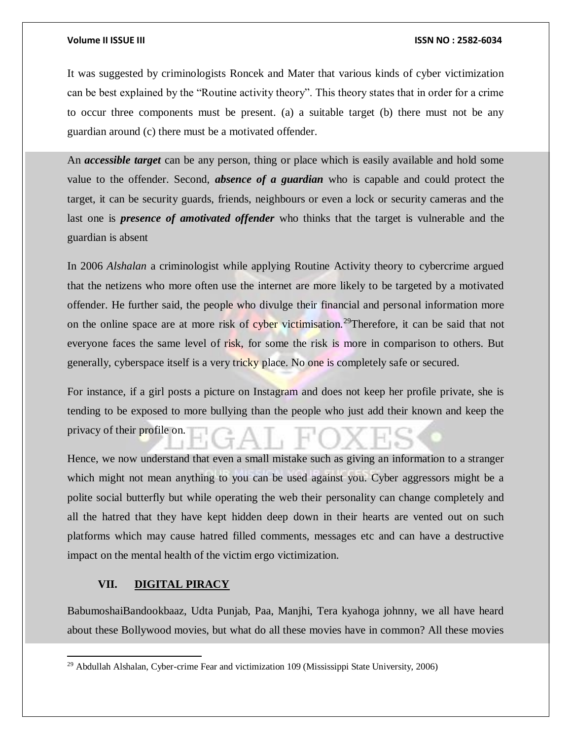It was suggested by criminologists Roncek and Mater that various kinds of cyber victimization can be best explained by the "Routine activity theory". This theory states that in order for a crime to occur three components must be present. (a) a suitable target (b) there must not be any guardian around (c) there must be a motivated offender.

An ***accessible target*** can be any person, thing or place which is easily available and hold some value to the offender. Second, ***absence of a guardian*** who is capable and could protect the target, it can be security guards, friends, neighbours or even a lock or security cameras and the last one is ***presence of amotivated offender*** who thinks that the target is vulnerable and the guardian is absent

In 2006 *Alshalan* a criminologist while applying Routine Activity theory to cybercrime argued that the netizens who more often use the internet are more likely to be targeted by a motivated offender. He further said, the people who divulge their financial and personal information more on the online space are at more risk of cyber victimisation.[29]Therefore, it can be said that not everyone faces the same level of risk, for some the risk is more in comparison to others. But generally, cyberspace itself is a very tricky place. No one is completely safe or secured.

For instance, if a girl posts a picture on Instagram and does not keep her profile private, she is tending to be exposed to more bullying than the people who just add their known and keep the privacy of their profile on.

Hence, we now understand that even a small mistake such as giving an information to a stranger which might not mean anything to you can be used against you. Cyber aggressors might be a polite social butterfly but while operating the web their personality can change completely and all the hatred that they have kept hidden deep down in their hearts are vented out on such platforms which may cause hatred filled comments, messages etc and can have a destructive impact on the mental health of the victim ergo victimization.

## VII. DIGITAL PIRACY

BabumoshaiBandookbaaz, Udta Punjab, Paa, Manjhi, Tera kyahoga johnny, we all have heard about these Bollywood movies, but what do all these movies have in common? All these movies

---

[29] Abdullah Alshalan, Cyber-crime Fear and victimization 109 (Mississippi State University, 2006)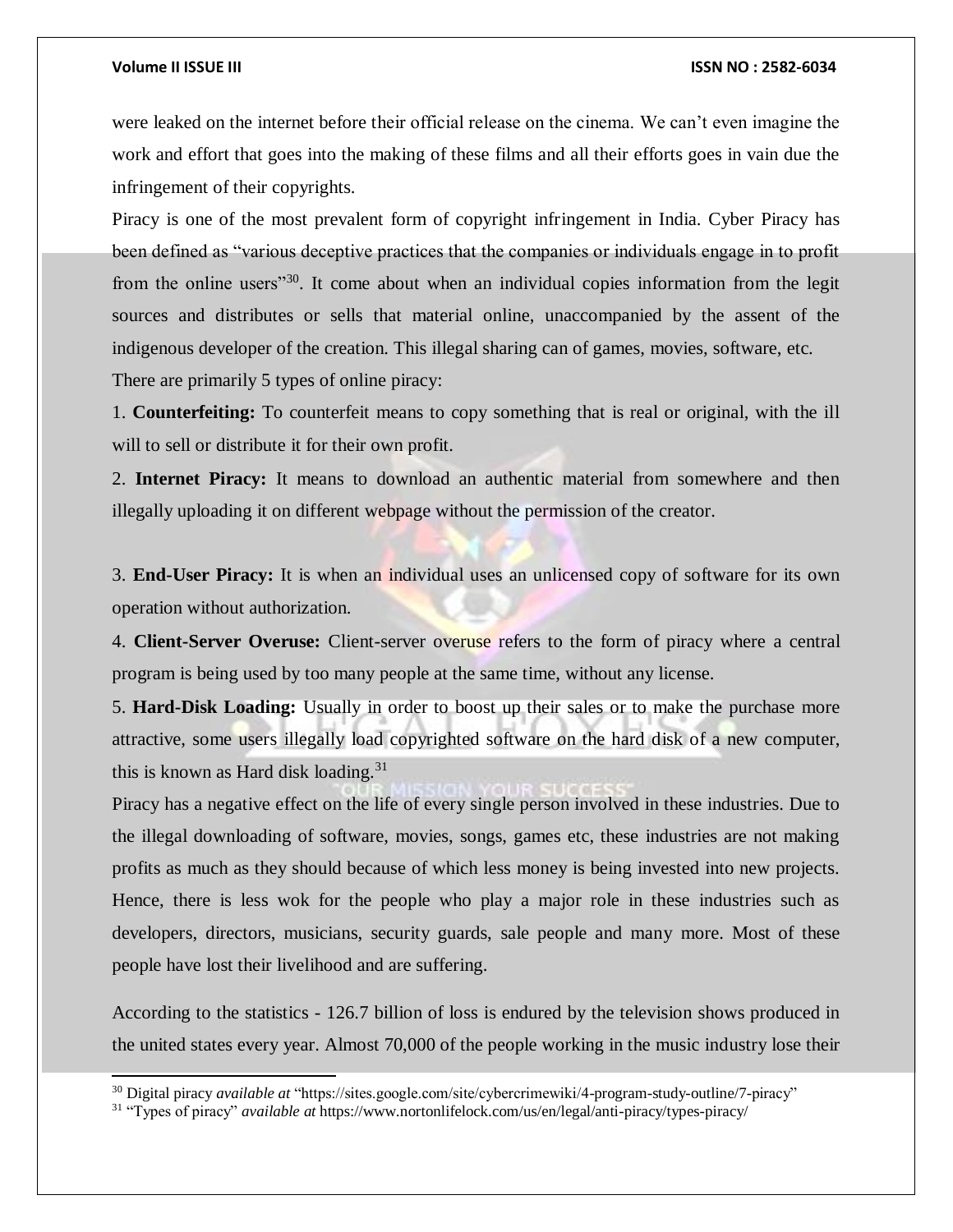were leaked on the internet before their official release on the cinema. We can't even imagine the work and effort that goes into the making of these films and all their efforts goes in vain due the infringement of their copyrights.

Piracy is one of the most prevalent form of copyright infringement in India. Cyber Piracy has been defined as "various deceptive practices that the companies or individuals engage in to profit from the online users"[30]. It come about when an individual copies information from the legit sources and distributes or sells that material online, unaccompanied by the assent of the indigenous developer of the creation. This illegal sharing can of games, movies, software, etc.

There are primarily 5 types of online piracy:

1. **Counterfeiting:** To counterfeit means to copy something that is real or original, with the ill will to sell or distribute it for their own profit.
2. **Internet Piracy:** It means to download an authentic material from somewhere and then illegally uploading it on different webpage without the permission of the creator.
3. **End-User Piracy:** It is when an individual uses an unlicensed copy of software for its own operation without authorization.
4. **Client-Server Overuse:** Client-server overuse refers to the form of piracy where a central program is being used by too many people at the same time, without any license.
5. **Hard-Disk Loading:** Usually in order to boost up their sales or to make the purchase more attractive, some users illegally load copyrighted software on the hard disk of a new computer, this is known as Hard disk loading.[31]

Piracy has a negative effect on the life of every single person involved in these industries. Due to the illegal downloading of software, movies, songs, games etc, these industries are not making profits as much as they should because of which less money is being invested into new projects. Hence, there is less wok for the people who play a major role in these industries such as developers, directors, musicians, security guards, sale people and many more. Most of these people have lost their livelihood and are suffering.

According to the statistics - 126.7 billion of loss is endured by the television shows produced in the united states every year. Almost 70,000 of the people working in the music industry lose their

---

[30] Digital piracy *available at* "https://sites.google.com/site/cybercrimewiki/4-program-study-outline/7-piracy"

[31] "Types of piracy" *available at* https://www.nortonlifelock.com/us/en/legal/anti-piracy/types-piracy/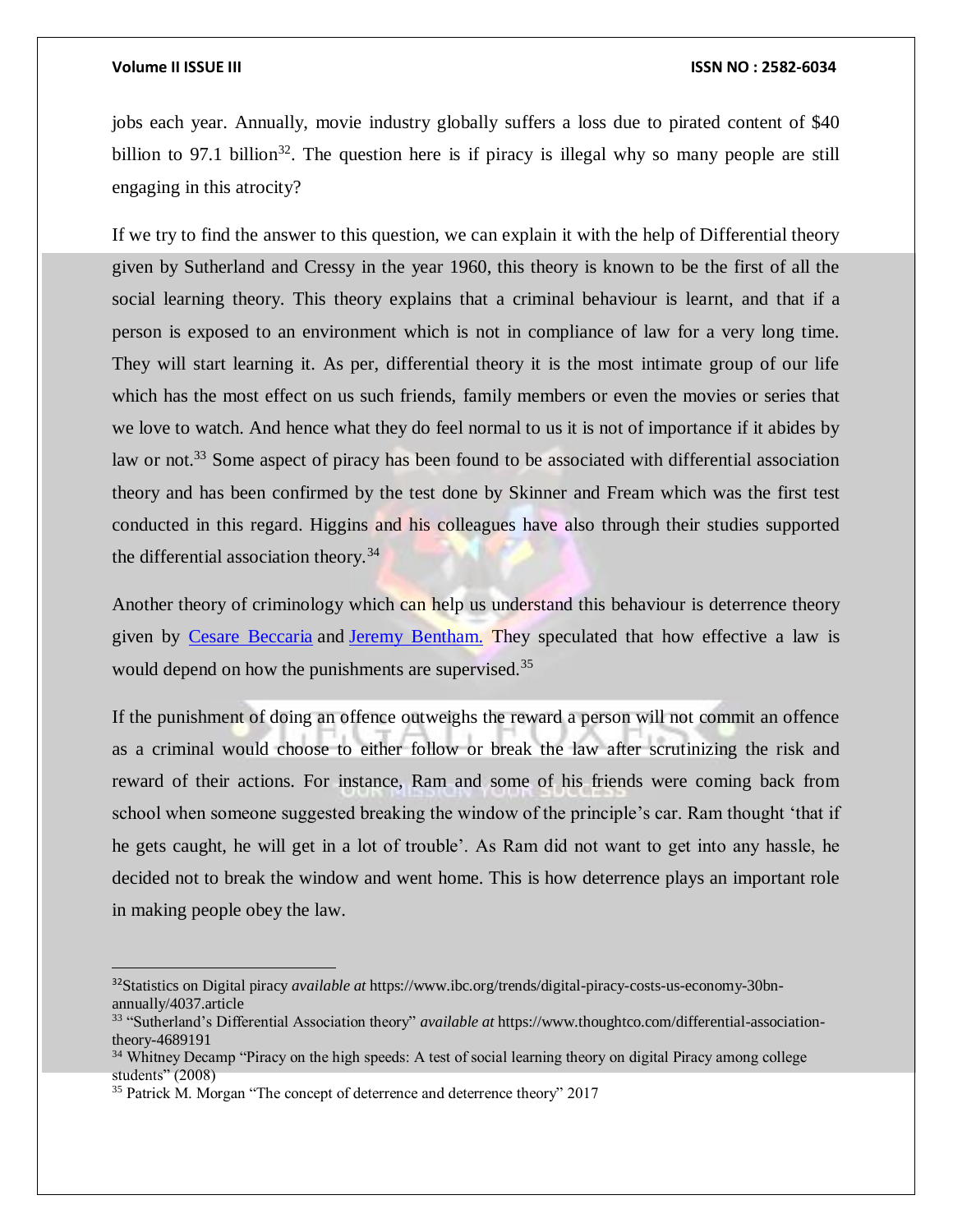jobs each year. Annually, movie industry globally suffers a loss due to pirated content of $40 billion to 97.1 billion[32]. The question here is if piracy is illegal why so many people are still engaging in this atrocity?

If we try to find the answer to this question, we can explain it with the help of Differential theory given by Sutherland and Cressy in the year 1960, this theory is known to be the first of all the social learning theory. This theory explains that a criminal behaviour is learnt, and that if a person is exposed to an environment which is not in compliance of law for a very long time. They will start learning it. As per, differential theory it is the most intimate group of our life which has the most effect on us such friends, family members or even the movies or series that we love to watch. And hence what they do feel normal to us it is not of importance if it abides by law or not.[33] Some aspect of piracy has been found to be associated with differential association theory and has been confirmed by the test done by Skinner and Fream which was the first test conducted in this regard. Higgins and his colleagues have also through their studies supported the differential association theory.[34]

Another theory of criminology which can help us understand this behaviour is deterrence theory given by Cesare Beccaria and Jeremy Bentham. They speculated that how effective a law is would depend on how the punishments are supervised.[35]

If the punishment of doing an offence outweighs the reward a person will not commit an offence as a criminal would choose to either follow or break the law after scrutinizing the risk and reward of their actions. For instance, Ram and some of his friends were coming back from school when someone suggested breaking the window of the principle's car. Ram thought 'that if he gets caught, he will get in a lot of trouble'. As Ram did not want to get into any hassle, he decided not to break the window and went home. This is how deterrence plays an important role in making people obey the law.

---

[32] Statistics on Digital piracy *available at* https://www.ibc.org/trends/digital-piracy-costs-us-economy-30bn-annually/4037.article

[33] "Sutherland's Differential Association theory" *available at* https://www.thoughtco.com/differential-association-theory-4689191

[34] Whitney Decamp "Piracy on the high speeds: A test of social learning theory on digital Piracy among college students" (2008)

[35] Patrick M. Morgan "The concept of deterrence and deterrence theory" 2017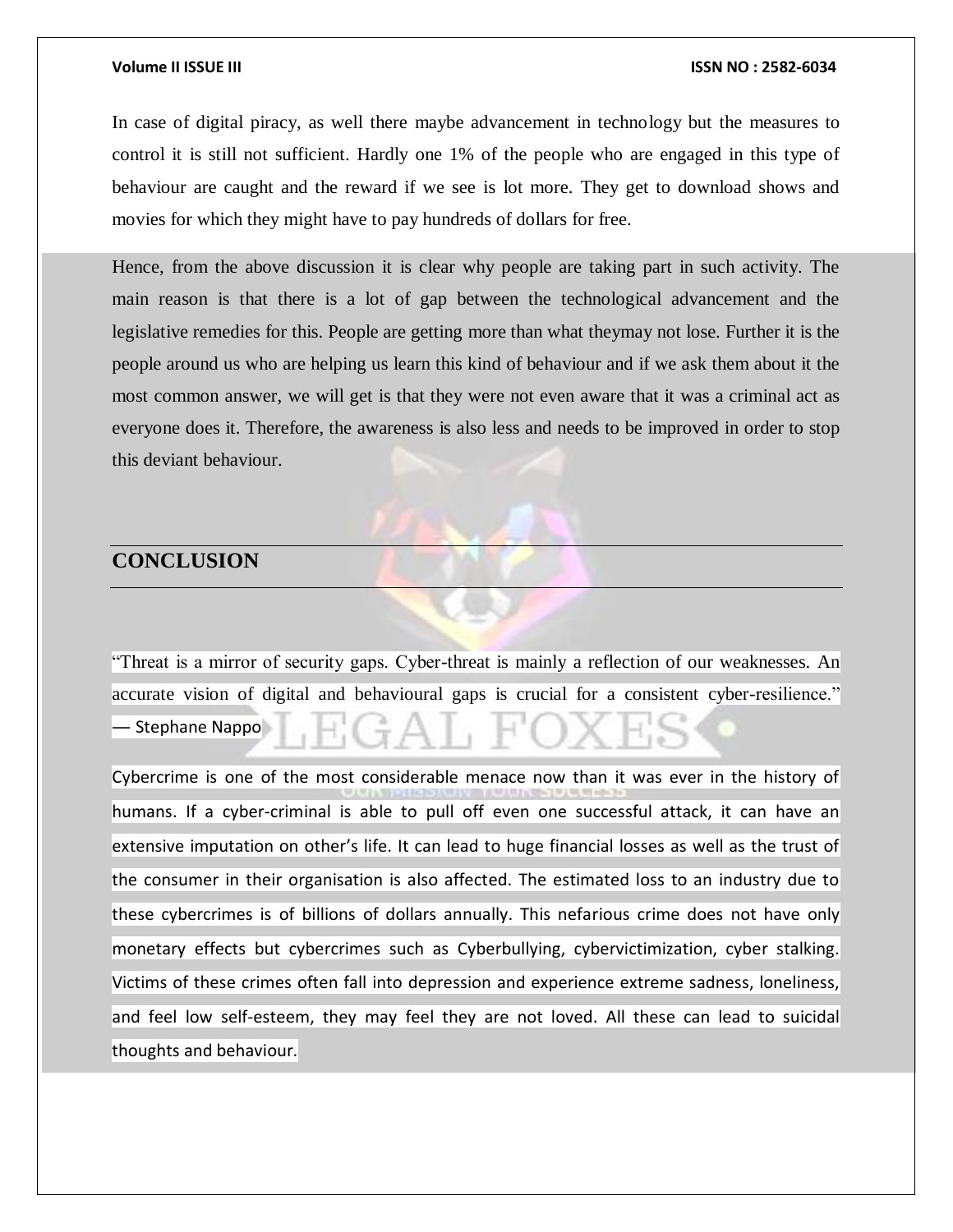In case of digital piracy, as well there maybe advancement in technology but the measures to control it is still not sufficient. Hardly one 1% of the people who are engaged in this type of behaviour are caught and the reward if we see is lot more. They get to download shows and movies for which they might have to pay hundreds of dollars for free.

Hence, from the above discussion it is clear why people are taking part in such activity. The main reason is that there is a lot of gap between the technological advancement and the legislative remedies for this. People are getting more than what theymay not lose. Further it is the people around us who are helping us learn this kind of behaviour and if we ask them about it the most common answer, we will get is that they were not even aware that it was a criminal act as everyone does it. Therefore, the awareness is also less and needs to be improved in order to stop this deviant behaviour.

## CONCLUSION

"Threat is a mirror of security gaps. Cyber-threat is mainly a reflection of our weaknesses. An accurate vision of digital and behavioural gaps is crucial for a consistent cyber-resilience."
— Stephane Nappo

Cybercrime is one of the most considerable menace now than it was ever in the history of humans. If a cyber-criminal is able to pull off even one successful attack, it can have an extensive imputation on other's life. It can lead to huge financial losses as well as the trust of the consumer in their organisation is also affected. The estimated loss to an industry due to these cybercrimes is of billions of dollars annually. This nefarious crime does not have only monetary effects but cybercrimes such as Cyberbullying, cybervictimization, cyber stalking. Victims of these crimes often fall into depression and experience extreme sadness, loneliness, and feel low self-esteem, they may feel they are not loved. All these can lead to suicidal thoughts and behaviour.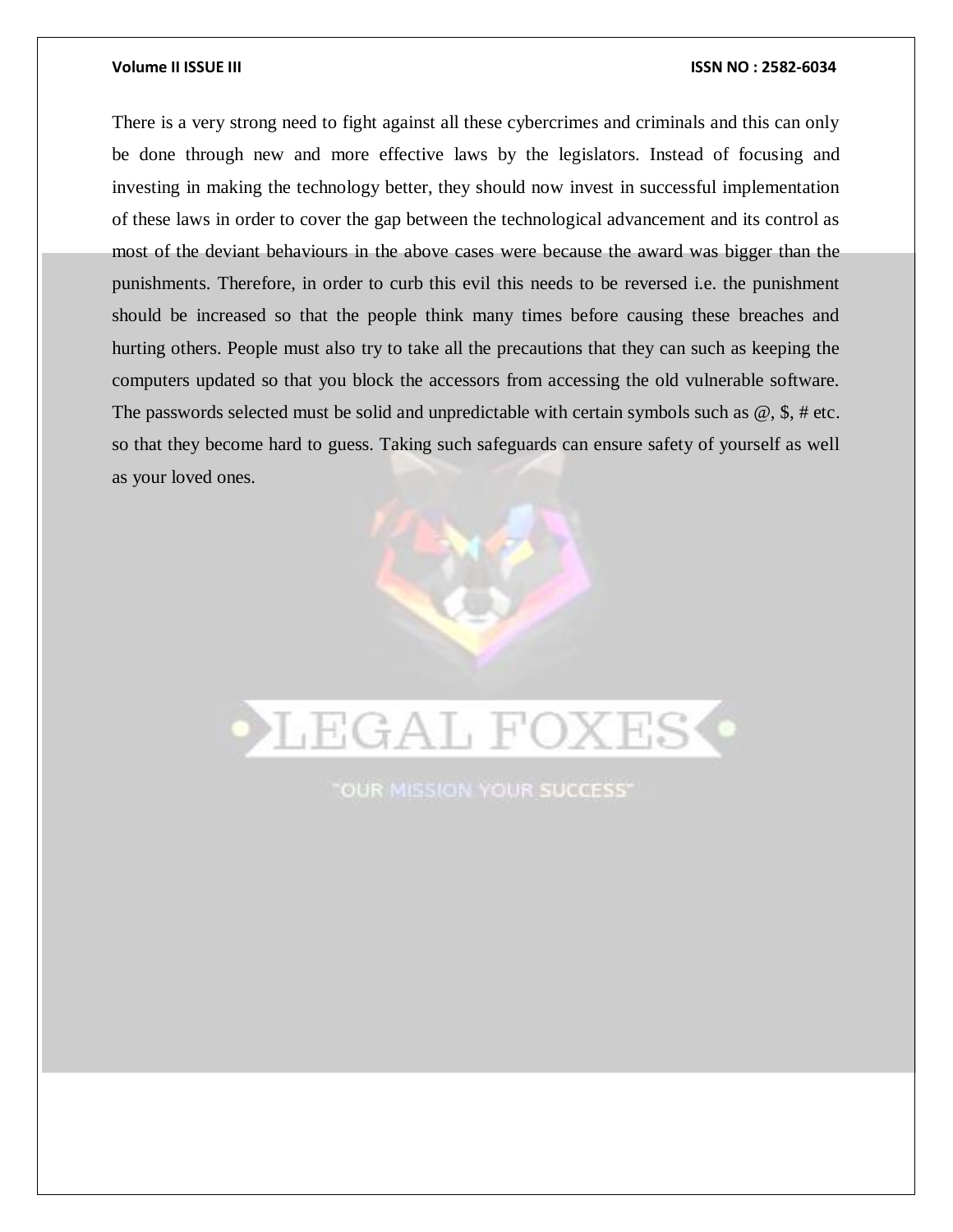There is a very strong need to fight against all these cybercrimes and criminals and this can only be done through new and more effective laws by the legislators. Instead of focusing and investing in making the technology better, they should now invest in successful implementation of these laws in order to cover the gap between the technological advancement and its control as most of the deviant behaviours in the above cases were because the award was bigger than the punishments. Therefore, in order to curb this evil this needs to be reversed i.e. the punishment should be increased so that the people think many times before causing these breaches and hurting others. People must also try to take all the precautions that they can such as keeping the computers updated so that you block the accessors from accessing the old vulnerable software. The passwords selected must be solid and unpredictable with certain symbols such as @, $, # etc. so that they become hard to guess. Taking such safeguards can ensure safety of yourself as well as your loved ones.